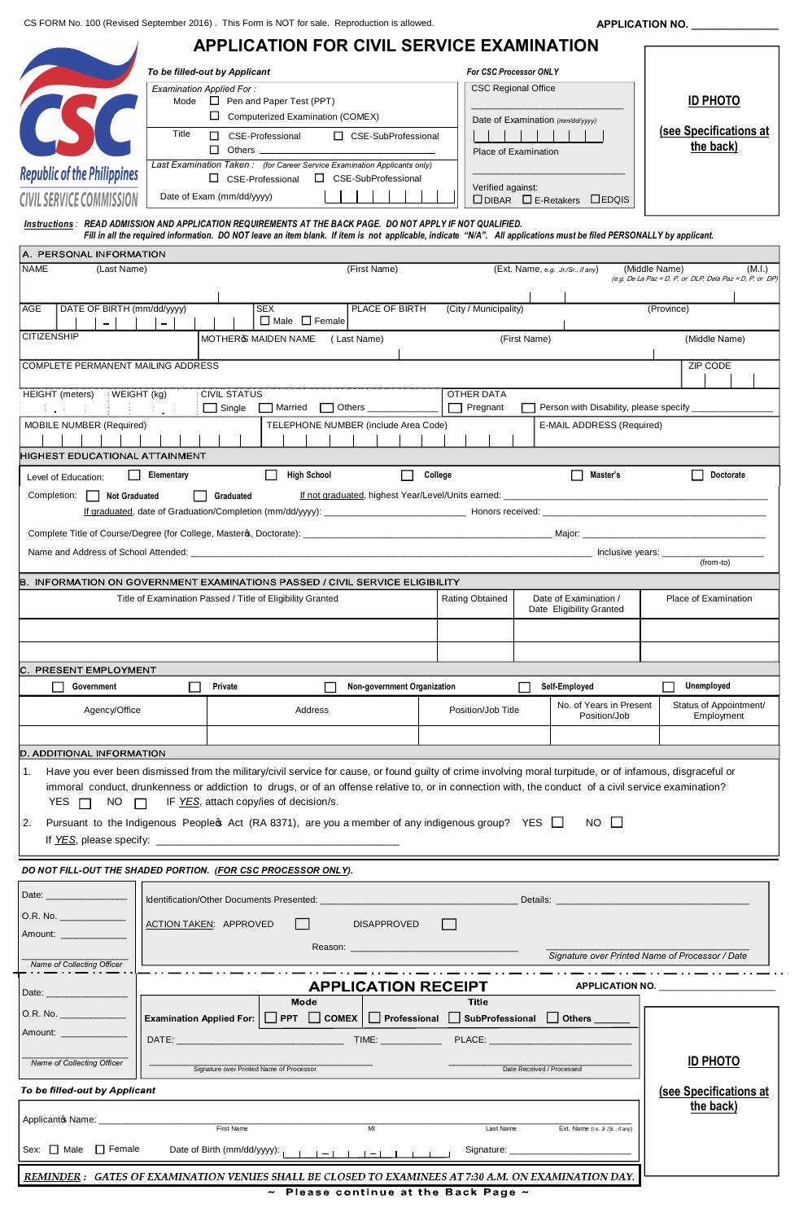CS FORM No. 100 (Revised September 2016) . This Form is NOT for sale. Reproduction is allowed.

**APPLICATION NO. _______________**

# APPLICATION FOR CIVIL SERVICE EXAMINATION

Republic of the Philippines
CIVIL SERVICE COMMISSION

*To be filled-out by Applicant*

Examination Applied For :
Mode ☐ Pen and Paper Test (PPT) ☐ Computerized Examination (COMEX)
Title ☐ CSE-Professional ☐ CSE-SubProfessional ☐ Others ____________

Last Examination Taken : *(for Career Service Examination Applicants only)*
☐ CSE-Professional ☐ CSE-SubProfessional
Date of Exam (mm/dd/yyyy)

*For CSC Processor ONLY*

CSC Regional Office ____________
Date of Examination *(mm/dd/yyyy)*
Place of Examination ____________
Verified against: ☐ DIBAR ☐ E-Retakers ☐ EDQIS

**ID PHOTO**
**(see Specifications at the back)**

***Instructions*** : ***READ ADMISSION AND APPLICATION REQUIREMENTS AT THE BACK PAGE. DO NOT APPLY IF NOT QUALIFIED.***
***Fill in all the required information. DO NOT leave an item blank. If item is not applicable, indicate "N/A". All applications must be filed PERSONALLY by applicant.***

## A. PERSONAL INFORMATION

NAME (Last Name) (First Name) (Ext. Name, *e.g. Jr./Sr., if any*) (Middle Name) (M.I.) *(e.g. De La Paz = D, P, or DLP; Dela Paz = D, P, or DP)*

AGE | DATE OF BIRTH (mm/dd/yyyy) | SEX ☐ Male ☐ Female | PLACE OF BIRTH (City / Municipality) (Province)

CITIZENSHIP | MOTHER'S MAIDEN NAME (Last Name) (First Name) (Middle Name)

COMPLETE PERMANENT MAILING ADDRESS | ZIP CODE

HEIGHT (meters) | WEIGHT (kg) | CIVIL STATUS ☐ Single ☐ Married ☐ Others ________ | OTHER DATA ☐ Pregnant ☐ Person with Disability, please specify ____________

MOBILE NUMBER (Required) | TELEPHONE NUMBER (include Area Code) | E-MAIL ADDRESS (Required)

### HIGHEST EDUCATIONAL ATTAINMENT

Level of Education: ☐ **Elementary** ☐ **High School** ☐ **College** ☐ **Master's** ☐ **Doctorate**

Completion: ☐ **Not Graduated** ☐ **Graduated** If not graduated, highest Year/Level/Units earned: ____________

If graduated, date of Graduation/Completion (mm/dd/yyyy): ____________ Honors received: ____________

Complete Title of Course/Degree (For College, Master's, Doctorate): ____________ Major: ____________

Name and Address of School Attended: ____________ Inclusive years: ____________ (from-to)

## B. INFORMATION ON GOVERNMENT EXAMINATIONS PASSED / CIVIL SERVICE ELIGIBILITY

| Title of Examination Passed / Title of Eligibility Granted | Rating Obtained | Date of Examination / Date Eligibility Granted | Place of Examination |
|---|---|---|---|
| | | | |
| | | | |

## C. PRESENT EMPLOYMENT

☐ **Government** ☐ **Private** ☐ **Non-government Organization** ☐ **Self-Employed** ☐ **Unemployed**

| Agency/Office | Address | Position/Job Title | No. of Years in Present Position/Job | Status of Appointment/ Employment |
|---|---|---|---|---|
| | | | | |

## D. ADDITIONAL INFORMATION

1. Have you ever been dismissed from the military/civil service for cause, or found guilty of crime involving moral turpitude, or of infamous, disgraceful or immoral conduct, drunkenness or addiction to drugs, or of an offense relative to, or in connection with, the conduct of a civil service examination?
YES ☐ NO ☐ IF *YES*, attach copy/ies of decision/s.

2. Pursuant to the Indigenous People's Act (RA 8371), are you a member of any indigenous group? YES ☐ NO ☐
If *YES*, please specify: ____________

***DO NOT FILL-OUT THE SHADED PORTION. (FOR CSC PROCESSOR ONLY).***

Date: ____________
O.R. No. ____________
Amount: ____________
*Name of Collecting Officer*

Identification/Other Documents Presented: ____________ Details: ____________

ACTION TAKEN: APPROVED ☐ DISAPPROVED ☐

Reason: ____________

*Signature over Printed Name of Processor / Date*

# APPLICATION RECEIPT

**APPLICATION NO.** ____________

Date: ____________
O.R. No. ____________
Amount: ____________
*Name of Collecting Officer*

**Examination Applied For:** Mode: ☐ **PPT** ☐ **COMEX** Title: ☐ **Professional** ☐ **SubProfessional** ☐ **Others** ______

DATE: ____________ TIME: ____________ PLACE: ____________

Signature over Printed Name of Processor | Date Received / Processed

**ID PHOTO**
**(see Specifications at the back)**

***To be filled-out by Applicant***

Applicant's Name: ____________ (First Name) (MI) (Last Name) (Ext. Name (i.e. Jr./Sr., if any))

Sex: ☐ Male ☐ Female Date of Birth (mm/dd/yyyy): ____________ Signature: ____________

***REMINDER : GATES OF EXAMINATION VENUES SHALL BE CLOSED TO EXAMINEES AT 7:30 A.M. ON EXAMINATION DAY.***

**~ Please continue at the Back Page ~**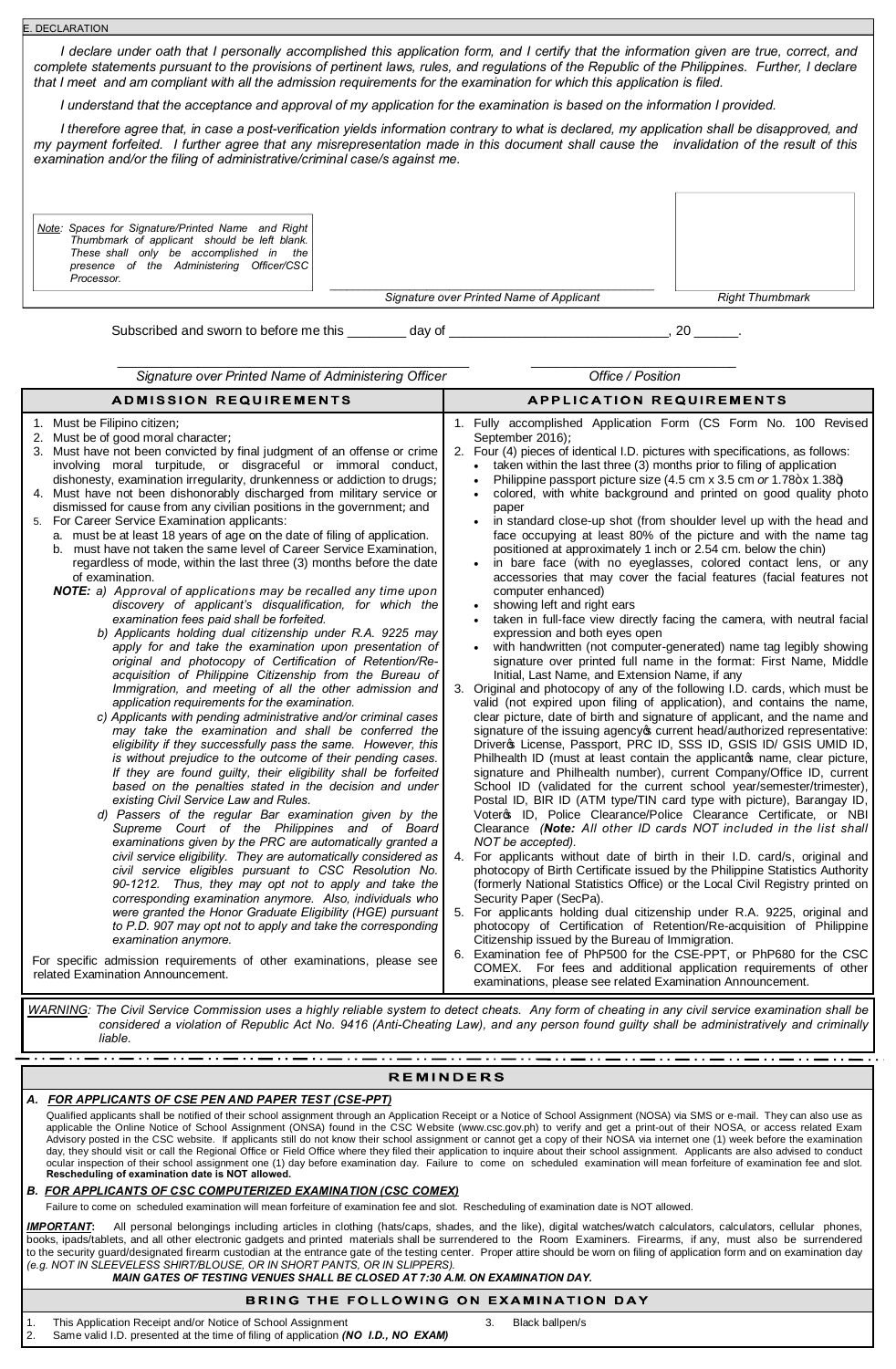E. DECLARATION

*I declare under oath that I personally accomplished this application form, and I certify that the information given are true, correct, and complete statements pursuant to the provisions of pertinent laws, rules, and regulations of the Republic of the Philippines. Further, I declare that I meet and am compliant with all the admission requirements for the examination for which this application is filed.*

*I understand that the acceptance and approval of my application for the examination is based on the information I provided.*

*I therefore agree that, in case a post-verification yields information contrary to what is declared, my application shall be disapproved, and my payment forfeited. I further agree that any misrepresentation made in this document shall cause the invalidation of the result of this examination and/or the filing of administrative/criminal case/s against me.*

*Note: Spaces for Signature/Printed Name and Right Thumbmark of applicant should be left blank. These shall only be accomplished in the presence of the Administering Officer/CSC Processor.*

_____________________________________________
*Signature over Printed Name of Applicant*

*Right Thumbmark*

Subscribed and sworn to before me this ________ day of ______________________________, 20 ______.

_____________________________________________
*Signature over Printed Name of Administering Officer*

__________________________
*Office / Position*

| ADMISSION REQUIREMENTS | APPLICATION REQUIREMENTS |
|---|---|
| 1. Must be Filipino citizen;<br>2. Must be of good moral character;<br>3. Must have not been convicted by final judgment of an offense or crime involving moral turpitude, or disgraceful or immoral conduct, dishonesty, examination irregularity, drunkenness or addiction to drugs;<br>4. Must have not been dishonorably discharged from military service or dismissed for cause from any civilian positions in the government; and<br>5. For Career Service Examination applicants:<br>a. must be at least 18 years of age on the date of filing of application.<br>b. must have not taken the same level of Career Service Examination, regardless of mode, within the last three (3) months before the date of examination.<br>***NOTE:*** *a) Approval of applications may be recalled any time upon discovery of applicant's disqualification, for which the examination fees paid shall be forfeited.*<br>*b) Applicants holding dual citizenship under R.A. 9225 may apply for and take the examination upon presentation of original and photocopy of Certification of Retention/Re-acquisition of Philippine Citizenship from the Bureau of Immigration, and meeting of all the other admission and application requirements for the examination.*<br>*c) Applicants with pending administrative and/or criminal cases may take the examination and shall be conferred the eligibility if they successfully pass the same. However, this is without prejudice to the outcome of their pending cases. If they are found guilty, their eligibility shall be forfeited based on the penalties stated in the decision and under existing Civil Service Law and Rules.*<br>*d) Passers of the regular Bar examination given by the Supreme Court of the Philippines and of Board examinations given by the PRC are automatically granted a civil service eligibility. They are automatically considered as civil service eligibles pursuant to CSC Resolution No. 90-1212. Thus, they may opt not to apply and take the corresponding examination anymore. Also, individuals who were granted the Honor Graduate Eligibility (HGE) pursuant to P.D. 907 may opt not to apply and take the corresponding examination anymore.*<br><br>For specific admission requirements of other examinations, please see related Examination Announcement. | 1. Fully accomplished Application Form (CS Form No. 100 Revised September 2016);<br>2. Four (4) pieces of identical I.D. pictures with specifications, as follows:<br>• taken within the last three (3) months prior to filing of application<br>• Philippine passport picture size (4.5 cm x 3.5 cm *or* 1.78" x 1.38")<br>• colored, with white background and printed on good quality photo paper<br>• in standard close-up shot (from shoulder level up with the head and face occupying at least 80% of the picture and with the name tag positioned at approximately 1 inch or 2.54 cm. below the chin)<br>• in bare face (with no eyeglasses, colored contact lens, or any accessories that may cover the facial features (facial features not computer enhanced)<br>• showing left and right ears<br>• taken in full-face view directly facing the camera, with neutral facial expression and both eyes open<br>• with handwritten (not computer-generated) name tag legibly showing signature over printed full name in the format: First Name, Middle Initial, Last Name, and Extension Name, if any<br>3. Original and photocopy of any of the following I.D. cards, which must be valid (not expired upon filing of application), and contains the name, clear picture, date of birth and signature of applicant, and the name and signature of the issuing agency's current head/authorized representative: Driver's License, Passport, PRC ID, SSS ID, GSIS ID/ GSIS UMID ID, Philhealth ID (must at least contain the applicant's name, clear picture, signature and Philhealth number), current Company/Office ID, current School ID (validated for the current school year/semester/trimester), Postal ID, BIR ID (ATM type/TIN card type with picture), Barangay ID, Voter's ID, Police Clearance/Police Clearance Certificate, or NBI Clearance *(**Note:** All other ID cards NOT included in the list shall NOT be accepted).*<br>4. For applicants without date of birth in their I.D. card/s, original and photocopy of Birth Certificate issued by the Philippine Statistics Authority (formerly National Statistics Office) or the Local Civil Registry printed on Security Paper (SecPa).<br>5. For applicants holding dual citizenship under R.A. 9225, original and photocopy of Certification of Retention/Re-acquisition of Philippine Citizenship issued by the Bureau of Immigration.<br>6. Examination fee of PhP500 for the CSE-PPT, or PhP680 for the CSC COMEX. For fees and additional application requirements of other examinations, please see related Examination Announcement. |

*WARNING: The Civil Service Commission uses a highly reliable system to detect cheats. Any form of cheating in any civil service examination shall be considered a violation of Republic Act No. 9416 (Anti-Cheating Law), and any person found guilty shall be administratively and criminally liable.*

## REMINDERS

***A. FOR APPLICANTS OF CSE PEN AND PAPER TEST (CSE-PPT)***

Qualified applicants shall be notified of their school assignment through an Application Receipt or a Notice of School Assignment (NOSA) via SMS or e-mail. They can also use as applicable the Online Notice of School Assignment (ONSA) found in the CSC Website (www.csc.gov.ph) to verify and get a print-out of their NOSA, or access related Exam Advisory posted in the CSC website. If applicants still do not know their school assignment or cannot get a copy of their NOSA via internet one (1) week before the examination day, they should visit or call the Regional Office or Field Office where they filed their application to inquire about their school assignment. Applicants are also advised to conduct ocular inspection of their school assignment one (1) day before examination day. Failure to come on scheduled examination will mean forfeiture of examination fee and slot. **Rescheduling of examination date is NOT allowed.**

***B. FOR APPLICANTS OF CSC COMPUTERIZED EXAMINATION (CSC COMEX)***

Failure to come on scheduled examination will mean forfeiture of examination fee and slot. Rescheduling of examination date is NOT allowed.

***IMPORTANT*:** All personal belongings including articles in clothing (hats/caps, shades, and the like), digital watches/watch calculators, calculators, cellular phones, books, ipads/tablets, and all other electronic gadgets and printed materials shall be surrendered to the Room Examiners. Firearms, if any, must also be surrendered to the security guard/designated firearm custodian at the entrance gate of the testing center. Proper attire should be worn on filing of application form and on examination day *(e.g. NOT IN SLEEVELESS SHIRT/BLOUSE, OR IN SHORT PANTS, OR IN SLIPPERS).*

***MAIN GATES OF TESTING VENUES SHALL BE CLOSED AT 7:30 A.M. ON EXAMINATION DAY.***

## BRING THE FOLLOWING ON EXAMINATION DAY

1. This Application Receipt and/or Notice of School Assignment
2. Same valid I.D. presented at the time of filing of application ***(NO I.D., NO EXAM)***
3. Black ballpen/s